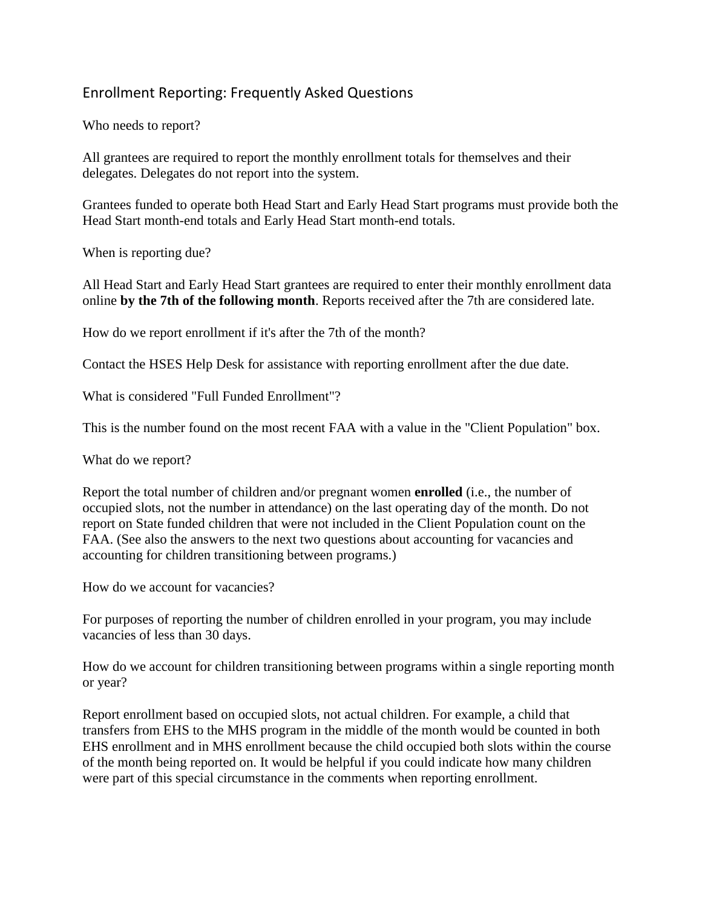# Enrollment Reporting: Frequently Asked Questions

Who needs to report?

All grantees are required to report the monthly enrollment totals for themselves and their delegates. Delegates do not report into the system.

Grantees funded to operate both Head Start and Early Head Start programs must provide both the Head Start month-end totals and Early Head Start month-end totals.

When is reporting due?

All Head Start and Early Head Start grantees are required to enter their monthly enrollment data online **by the 7th of the following month**. Reports received after the 7th are considered late.

How do we report enrollment if it's after the 7th of the month?

Contact the HSES Help Desk for assistance with reporting enrollment after the due date.

What is considered "Full Funded Enrollment"?

This is the number found on the most recent FAA with a value in the "Client Population" box.

What do we report?

Report the total number of children and/or pregnant women **enrolled** (i.e., the number of occupied slots, not the number in attendance) on the last operating day of the month. Do not report on State funded children that were not included in the Client Population count on the FAA. (See also the answers to the next two questions about accounting for vacancies and accounting for children transitioning between programs.)

How do we account for vacancies?

For purposes of reporting the number of children enrolled in your program, you may include vacancies of less than 30 days.

How do we account for children transitioning between programs within a single reporting month or year?

Report enrollment based on occupied slots, not actual children. For example, a child that transfers from EHS to the MHS program in the middle of the month would be counted in both EHS enrollment and in MHS enrollment because the child occupied both slots within the course of the month being reported on. It would be helpful if you could indicate how many children were part of this special circumstance in the comments when reporting enrollment.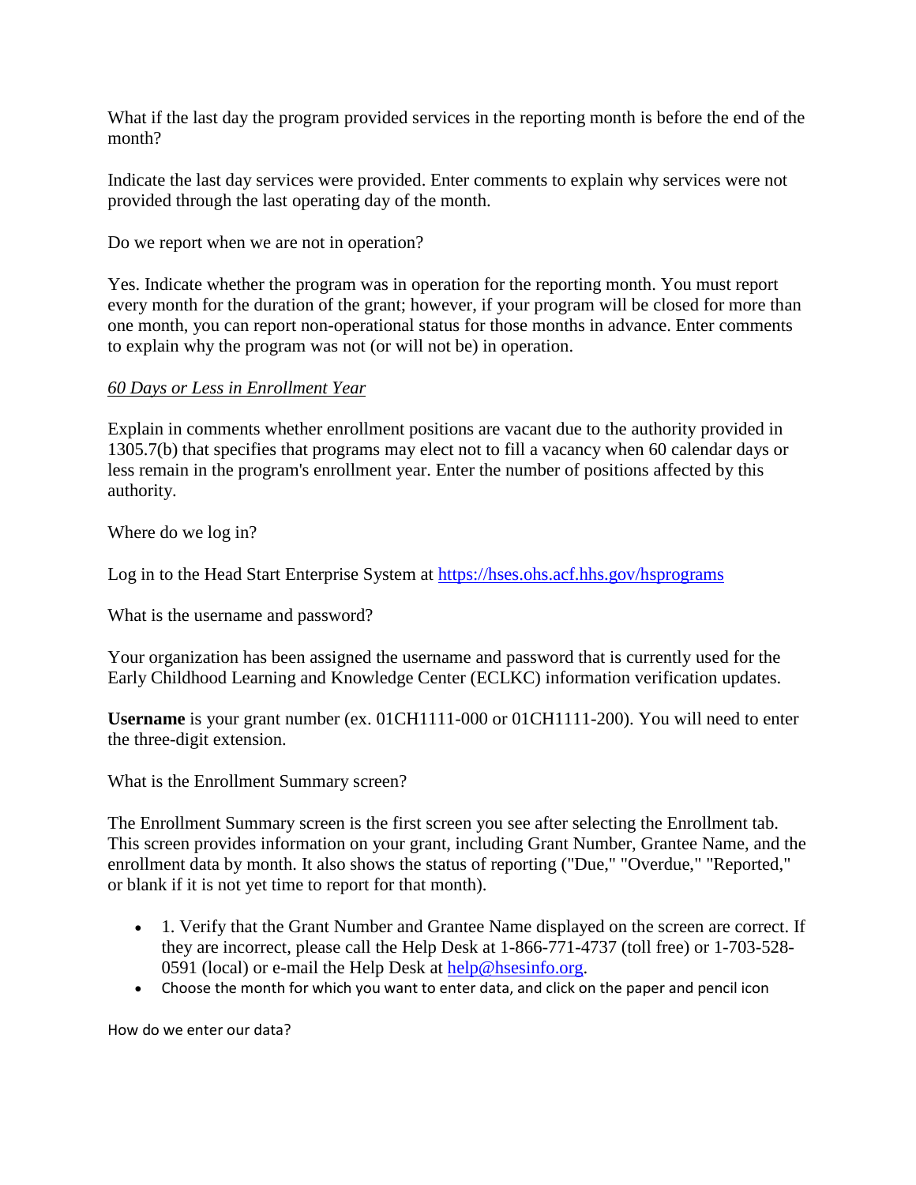What if the last day the program provided services in the reporting month is before the end of the month?

Indicate the last day services were provided. Enter comments to explain why services were not provided through the last operating day of the month.

Do we report when we are not in operation?

Yes. Indicate whether the program was in operation for the reporting month. You must report every month for the duration of the grant; however, if your program will be closed for more than one month, you can report non-operational status for those months in advance. Enter comments to explain why the program was not (or will not be) in operation.

*60 Days or Less in Enrollment Year*

Explain in comments whether enrollment positions are vacant due to the authority provided in 1305.7(b) that specifies that programs may elect not to fill a vacancy when 60 calendar days or less remain in the program's enrollment year. Enter the number of positions affected by this authority.

Where do we log in?

Log in to the Head Start Enterprise System at https://hses.ohs.acf.hhs.gov/hsprograms

What is the username and password?

Your organization has been assigned the username and password that is currently used for the Early Childhood Learning and Knowledge Center (ECLKC) information verification updates.

**Username** is your grant number (ex. 01CH1111-000 or 01CH1111-200). You will need to enter the three-digit extension.

What is the Enrollment Summary screen?

The Enrollment Summary screen is the first screen you see after selecting the Enrollment tab. This screen provides information on your grant, including Grant Number, Grantee Name, and the enrollment data by month. It also shows the status of reporting ("Due," "Overdue," "Reported," or blank if it is not yet time to report for that month).

- 1. Verify that the Grant Number and Grantee Name displayed on the screen are correct. If they are incorrect, please call the Help Desk at 1-866-771-4737 (toll free) or 1-703-528-0591 (local) or e-mail the Help Desk at help@hsesinfo.org.
- Choose the month for which you want to enter data, and click on the paper and pencil icon

How do we enter our data?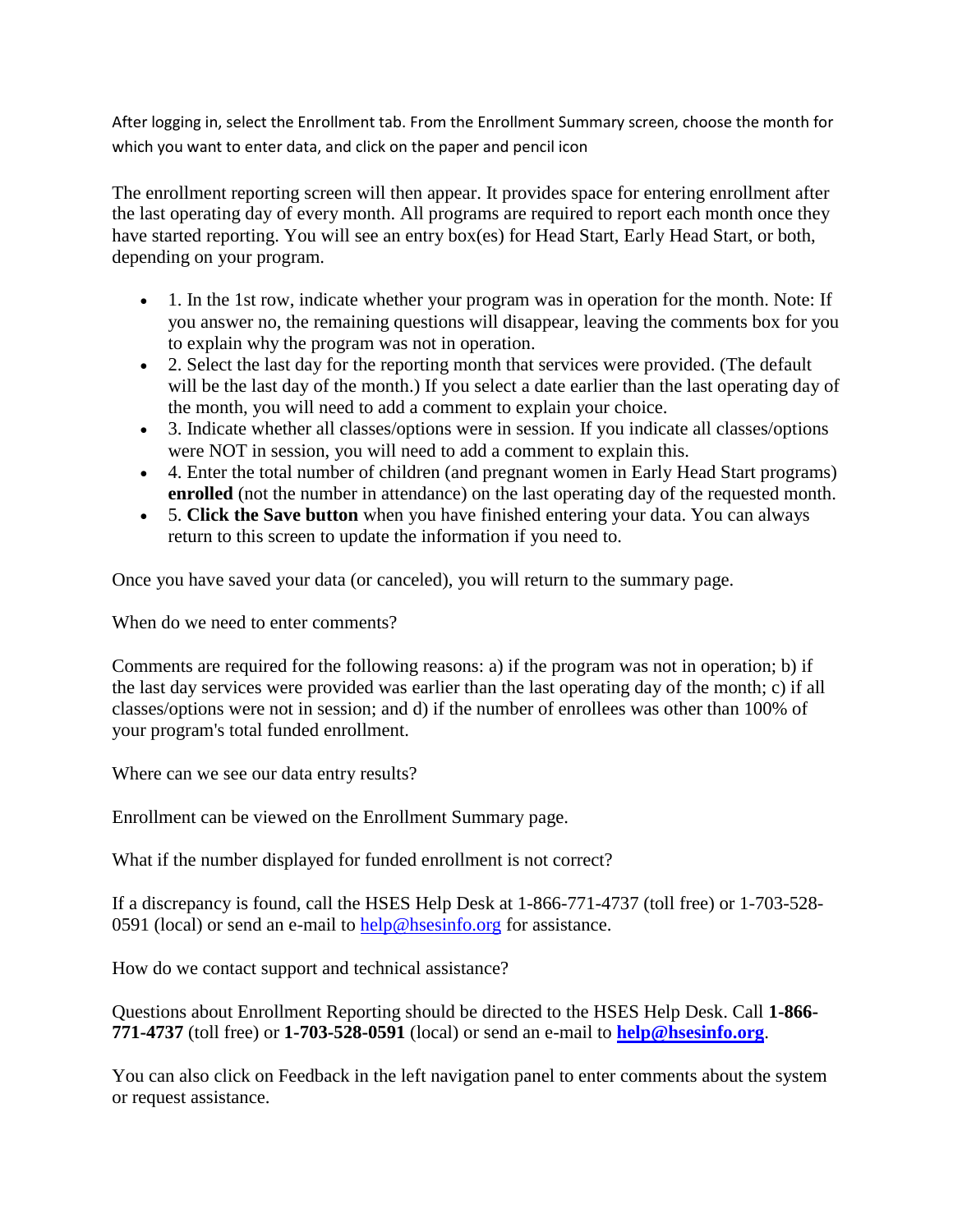After logging in, select the Enrollment tab. From the Enrollment Summary screen, choose the month for which you want to enter data, and click on the paper and pencil icon

The enrollment reporting screen will then appear. It provides space for entering enrollment after the last operating day of every month. All programs are required to report each month once they have started reporting. You will see an entry box(es) for Head Start, Early Head Start, or both, depending on your program.

- 1. In the 1st row, indicate whether your program was in operation for the month. Note: If you answer no, the remaining questions will disappear, leaving the comments box for you to explain why the program was not in operation.
- 2. Select the last day for the reporting month that services were provided. (The default will be the last day of the month.) If you select a date earlier than the last operating day of the month, you will need to add a comment to explain your choice.
- 3. Indicate whether all classes/options were in session. If you indicate all classes/options were NOT in session, you will need to add a comment to explain this.
- 4. Enter the total number of children (and pregnant women in Early Head Start programs) **enrolled** (not the number in attendance) on the last operating day of the requested month.
- 5. **Click the Save button** when you have finished entering your data. You can always return to this screen to update the information if you need to.

Once you have saved your data (or canceled), you will return to the summary page.

When do we need to enter comments?

Comments are required for the following reasons: a) if the program was not in operation; b) if the last day services were provided was earlier than the last operating day of the month; c) if all classes/options were not in session; and d) if the number of enrollees was other than 100% of your program's total funded enrollment.

Where can we see our data entry results?

Enrollment can be viewed on the Enrollment Summary page.

What if the number displayed for funded enrollment is not correct?

If a discrepancy is found, call the HSES Help Desk at 1-866-771-4737 (toll free) or 1-703-528-0591 (local) or send an e-mail to help@hsesinfo.org for assistance.

How do we contact support and technical assistance?

Questions about Enrollment Reporting should be directed to the HSES Help Desk. Call **1-866-771-4737** (toll free) or **1-703-528-0591** (local) or send an e-mail to **help@hsesinfo.org**.

You can also click on Feedback in the left navigation panel to enter comments about the system or request assistance.